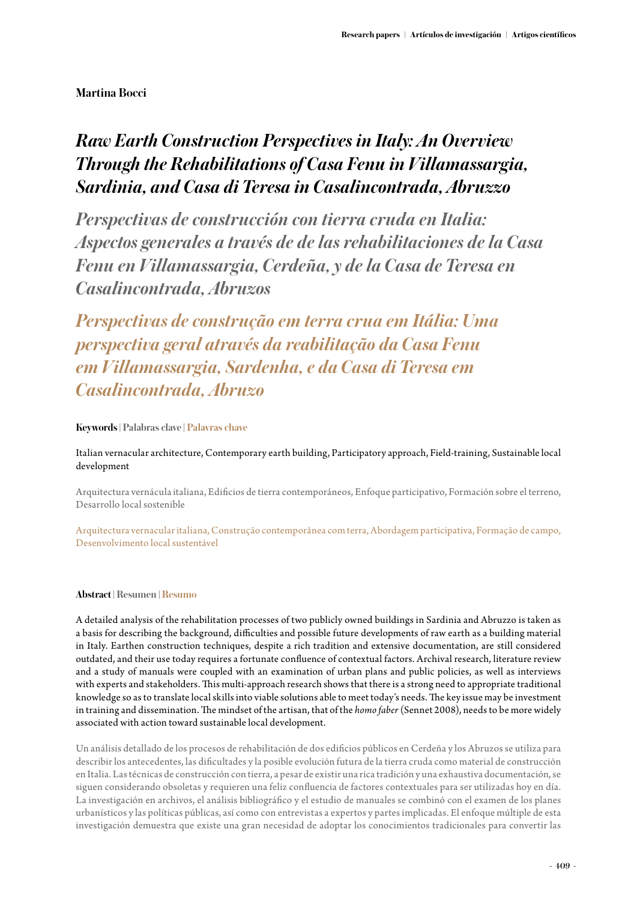**Martina Bocci**

# *Raw Earth Construction Perspectives in Italy: An Overview Through the Rehabilitations of Casa Fenu in Villamassargia, Sardinia, and Casa di Teresa in Casalincontrada, Abruzzo*

# *Perspectivas de construcción con tierra cruda en Italia: Aspectos generales a través de de las rehabilitaciones de la Casa Fenu en Villamassargia, Cerdeña, y de la Casa de Teresa en Casalincontrada, Abruzos*

# *Perspectivas de construção em terra crua em Itália: Uma perspectiva geral através da reabilitação da Casa Fenu em Villamassargia, Sardenha, e da Casa di Teresa em Casalincontrada, Abruzo*

**Keywords | Palabras clave | Palavras chave**

Italian vernacular architecture, Contemporary earth building, Participatory approach, Field-training, Sustainable local development

Arquitectura vernácula italiana, Edificios de tierra contemporáneos, Enfoque participativo, Formación sobre el terreno, Desarrollo local sostenible

Arquitectura vernacular italiana, Construção contemporânea com terra, Abordagem participativa, Formação de campo, Desenvolvimento local sustentável

**Abstract | Resumen | Resumo**

A detailed analysis of the rehabilitation processes of two publicly owned buildings in Sardinia and Abruzzo is taken as a basis for describing the background, difficulties and possible future developments of raw earth as a building material in Italy. Earthen construction techniques, despite a rich tradition and extensive documentation, are still considered outdated, and their use today requires a fortunate confluence of contextual factors. Archival research, literature review and a study of manuals were coupled with an examination of urban plans and public policies, as well as interviews with experts and stakeholders. This multi-approach research shows that there is a strong need to appropriate traditional knowledge so as to translate local skills into viable solutions able to meet today's needs. The key issue may be investment in training and dissemination. The mindset of the artisan, that of the *homo faber* (Sennet 2008), needs to be more widely associated with action toward sustainable local development.

Un análisis detallado de los procesos de rehabilitación de dos edificios públicos en Cerdeña y los Abruzos se utiliza para describir los antecedentes, las dificultades y la posible evolución futura de la tierra cruda como material de construcción en Italia. Las técnicas de construcción con tierra, a pesar de existir una rica tradición y una exhaustiva documentación, se siguen considerando obsoletas y requieren una feliz confluencia de factores contextuales para ser utilizadas hoy en día. La investigación en archivos, el análisis bibliográfico y el estudio de manuales se combinó con el examen de los planes urbanísticos y las políticas públicas, así como con entrevistas a expertos y partes implicadas. El enfoque múltiple de esta investigación demuestra que existe una gran necesidad de adoptar los conocimientos tradicionales para convertir las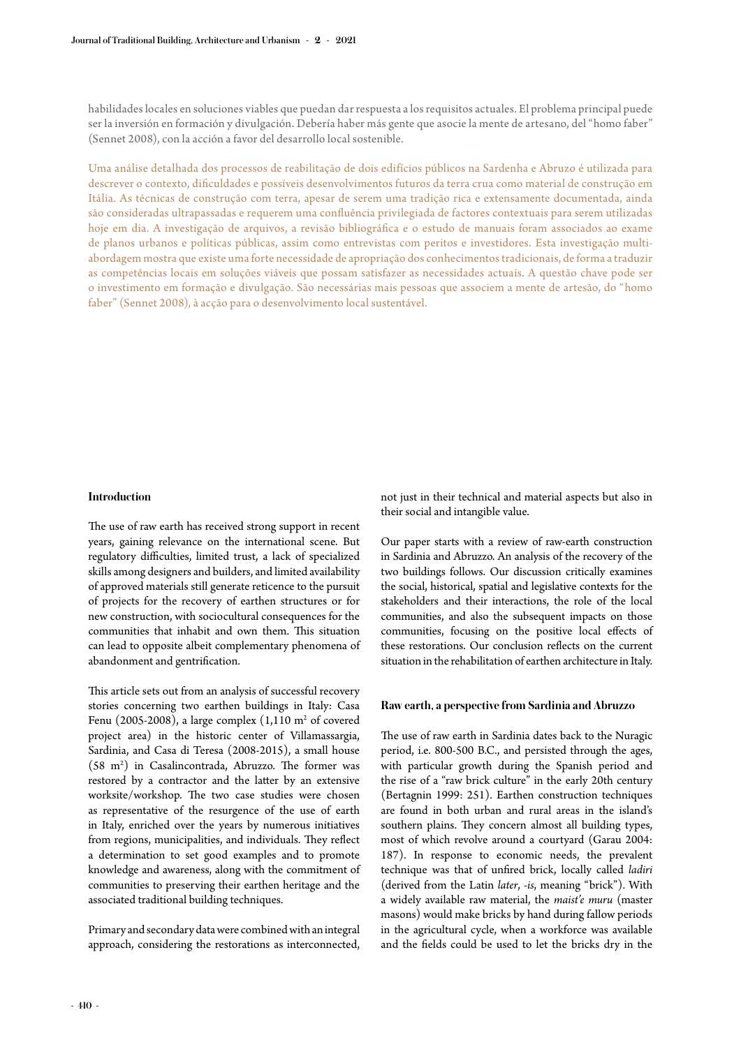habilidades locales en soluciones viables que puedan dar respuesta a los requisitos actuales. El problema principal puede ser la inversión en formación y divulgación. Debería haber más gente que asocie la mente de artesano, del "homo faber" (Sennet 2008), con la acción a favor del desarrollo local sostenible.

Uma análise detalhada dos processos de reabilitação de dois edifícios públicos na Sardenha e Abruzo é utilizada para descrever o contexto, dificuldades e possíveis desenvolvimentos futuros da terra crua como material de construção em Itália. As técnicas de construção com terra, apesar de serem uma tradição rica e extensamente documentada, ainda são consideradas ultrapassadas e requerem uma confluência privilegiada de factores contextuais para serem utilizadas hoje em dia. A investigação de arquivos, a revisão bibliográfica e o estudo de manuais foram associados ao exame de planos urbanos e políticas públicas, assim como entrevistas com peritos e investidores. Esta investigação multi-abordagem mostra que existe uma forte necessidade de apropriação dos conhecimentos tradicionais, de forma a traduzir as competências locais em soluções viáveis que possam satisfazer as necessidades actuais. A questão chave pode ser o investimento em formação e divulgação. São necessárias mais pessoas que associem a mente de artesão, do "homo faber" (Sennet 2008), à acção para o desenvolvimento local sustentável.

## Introduction

The use of raw earth has received strong support in recent years, gaining relevance on the international scene. But regulatory difficulties, limited trust, a lack of specialized skills among designers and builders, and limited availability of approved materials still generate reticence to the pursuit of projects for the recovery of earthen structures or for new construction, with sociocultural consequences for the communities that inhabit and own them. This situation can lead to opposite albeit complementary phenomena of abandonment and gentrification.

This article sets out from an analysis of successful recovery stories concerning two earthen buildings in Italy: Casa Fenu (2005-2008), a large complex (1,110 m$^2$ of covered project area) in the historic center of Villamassargia, Sardinia, and Casa di Teresa (2008-2015), a small house (58 m$^2$) in Casalincontrada, Abruzzo. The former was restored by a contractor and the latter by an extensive worksite/workshop. The two case studies were chosen as representative of the resurgence of the use of earth in Italy, enriched over the years by numerous initiatives from regions, municipalities, and individuals. They reflect a determination to set good examples and to promote knowledge and awareness, along with the commitment of communities to preserving their earthen heritage and the associated traditional building techniques.

Primary and secondary data were combined with an integral approach, considering the restorations as interconnected, not just in their technical and material aspects but also in their social and intangible value.

Our paper starts with a review of raw-earth construction in Sardinia and Abruzzo. An analysis of the recovery of the two buildings follows. Our discussion critically examines the social, historical, spatial and legislative contexts for the stakeholders and their interactions, the role of the local communities, and also the subsequent impacts on those communities, focusing on the positive local effects of these restorations. Our conclusion reflects on the current situation in the rehabilitation of earthen architecture in Italy.

## Raw earth, a perspective from Sardinia and Abruzzo

The use of raw earth in Sardinia dates back to the Nuragic period, i.e. 800-500 B.C., and persisted through the ages, with particular growth during the Spanish period and the rise of a "raw brick culture" in the early 20th century (Bertagnin 1999: 251). Earthen construction techniques are found in both urban and rural areas in the island's southern plains. They concern almost all building types, most of which revolve around a courtyard (Garau 2004: 187). In response to economic needs, the prevalent technique was that of unfired brick, locally called *ladiri* (derived from the Latin *later*, *-is*, meaning "brick"). With a widely available raw material, the *maist'e muru* (master masons) would make bricks by hand during fallow periods in the agricultural cycle, when a workforce was available and the fields could be used to let the bricks dry in the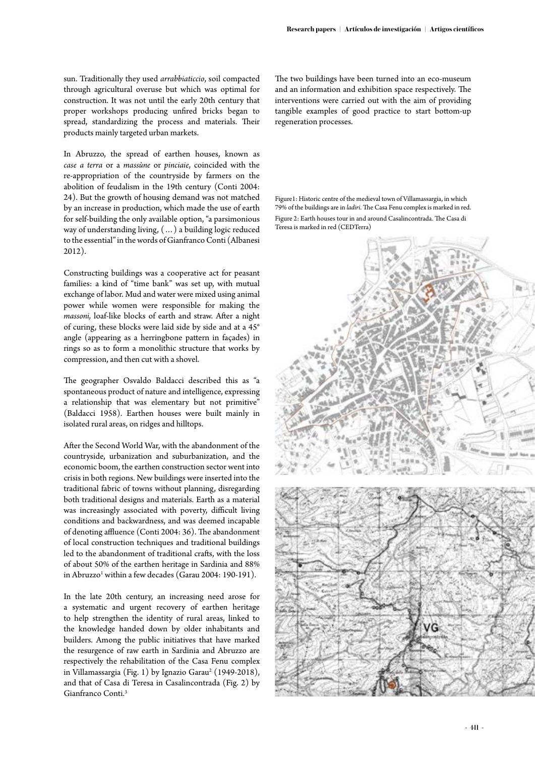sun. Traditionally they used *arrabbiaticcio*, soil compacted through agricultural overuse but which was optimal for construction. It was not until the early 20th century that proper workshops producing unfired bricks began to spread, standardizing the process and materials. Their products mainly targeted urban markets.

In Abruzzo, the spread of earthen houses, known as *case a terra* or *a massùne* or *pinciaie*, coincided with the re-appropriation of the countryside by farmers on the abolition of feudalism in the 19th century (Conti 2004: 24). But the growth of housing demand was not matched by an increase in production, which made the use of earth for self-building the only available option, "a parsimonious way of understanding living, (…) a building logic reduced to the essential" in the words of Gianfranco Conti (Albanesi 2012).

Constructing buildings was a cooperative act for peasant families: a kind of "time bank" was set up, with mutual exchange of labor. Mud and water were mixed using animal power while women were responsible for making the *massoni,* loaf-like blocks of earth and straw. After a night of curing, these blocks were laid side by side and at a 45° angle (appearing as a herringbone pattern in façades) in rings so as to form a monolithic structure that works by compression, and then cut with a shovel.

The geographer Osvaldo Baldacci described this as "a spontaneous product of nature and intelligence, expressing a relationship that was elementary but not primitive" (Baldacci 1958). Earthen houses were built mainly in isolated rural areas, on ridges and hilltops.

After the Second World War, with the abandonment of the countryside, urbanization and suburbanization, and the economic boom, the earthen construction sector went into crisis in both regions. New buildings were inserted into the traditional fabric of towns without planning, disregarding both traditional designs and materials. Earth as a material was increasingly associated with poverty, difficult living conditions and backwardness, and was deemed incapable of denoting affluence (Conti 2004: 36). The abandonment of local construction techniques and traditional buildings led to the abandonment of traditional crafts, with the loss of about 50% of the earthen heritage in Sardinia and 88% in Abruzzo[1] within a few decades (Garau 2004: 190-191).

In the late 20th century, an increasing need arose for a systematic and urgent recovery of earthen heritage to help strengthen the identity of rural areas, linked to the knowledge handed down by older inhabitants and builders. Among the public initiatives that have marked the resurgence of raw earth in Sardinia and Abruzzo are respectively the rehabilitation of the Casa Fenu complex in Villamassargia (Fig. 1) by Ignazio Garau[2] (1949-2018), and that of Casa di Teresa in Casalincontrada (Fig. 2) by Gianfranco Conti.[3]

The two buildings have been turned into an eco-museum and an information and exhibition space respectively. The interventions were carried out with the aim of providing tangible examples of good practice to start bottom-up regeneration processes.

Figure1: Historic centre of the medieval town of Villamassargia, in which 79% of the buildings are in *ladiri*. The Casa Fenu complex is marked in red.

Figure 2: Earth houses tour in and around Casalincontrada. The Casa di Teresa is marked in red (CEDTerra)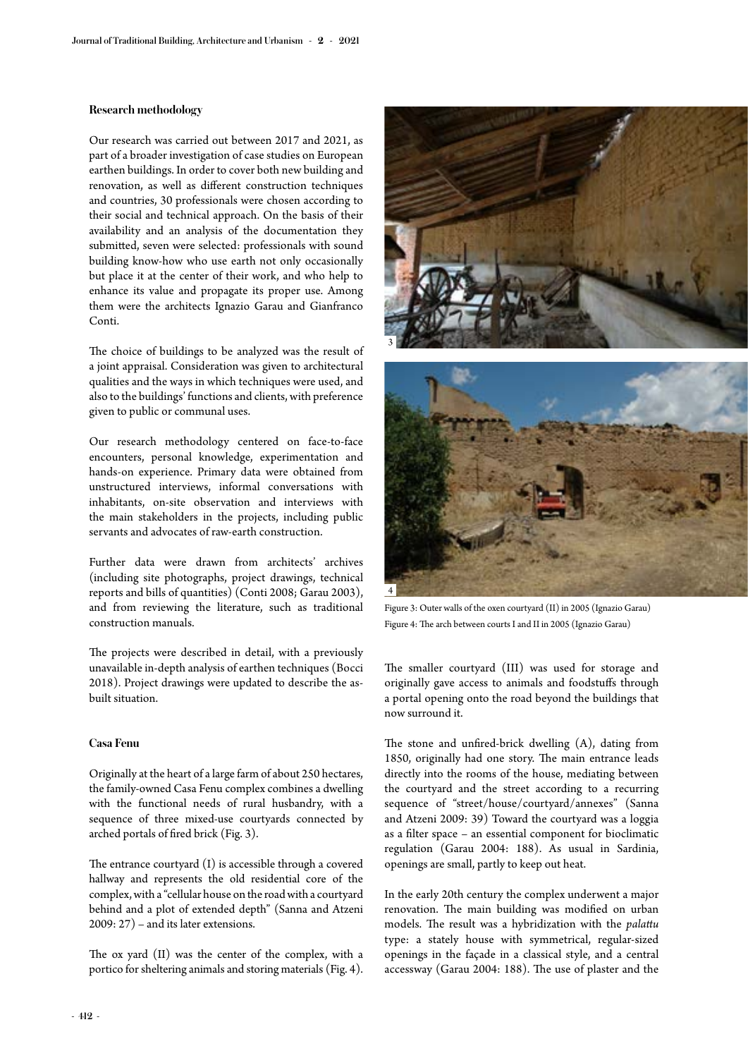### Research methodology

Our research was carried out between 2017 and 2021, as part of a broader investigation of case studies on European earthen buildings. In order to cover both new building and renovation, as well as different construction techniques and countries, 30 professionals were chosen according to their social and technical approach. On the basis of their availability and an analysis of the documentation they submitted, seven were selected: professionals with sound building know-how who use earth not only occasionally but place it at the center of their work, and who help to enhance its value and propagate its proper use. Among them were the architects Ignazio Garau and Gianfranco Conti.

The choice of buildings to be analyzed was the result of a joint appraisal. Consideration was given to architectural qualities and the ways in which techniques were used, and also to the buildings' functions and clients, with preference given to public or communal uses.

Our research methodology centered on face-to-face encounters, personal knowledge, experimentation and hands-on experience. Primary data were obtained from unstructured interviews, informal conversations with inhabitants, on-site observation and interviews with the main stakeholders in the projects, including public servants and advocates of raw-earth construction.

Further data were drawn from architects' archives (including site photographs, project drawings, technical reports and bills of quantities) (Conti 2008; Garau 2003), and from reviewing the literature, such as traditional construction manuals.

The projects were described in detail, with a previously unavailable in-depth analysis of earthen techniques (Bocci 2018). Project drawings were updated to describe the as-built situation.

### Casa Fenu

Originally at the heart of a large farm of about 250 hectares, the family-owned Casa Fenu complex combines a dwelling with the functional needs of rural husbandry, with a sequence of three mixed-use courtyards connected by arched portals of fired brick (Fig. 3).

The entrance courtyard (I) is accessible through a covered hallway and represents the old residential core of the complex, with a "cellular house on the road with a courtyard behind and a plot of extended depth" (Sanna and Atzeni 2009: 27) – and its later extensions.

The ox yard (II) was the center of the complex, with a portico for sheltering animals and storing materials (Fig. 4).

Figure 3: Outer walls of the oxen courtyard (II) in 2005 (Ignazio Garau)

Figure 4: The arch between courts I and II in 2005 (Ignazio Garau)

The smaller courtyard (III) was used for storage and originally gave access to animals and foodstuffs through a portal opening onto the road beyond the buildings that now surround it.

The stone and unfired-brick dwelling (A), dating from 1850, originally had one story. The main entrance leads directly into the rooms of the house, mediating between the courtyard and the street according to a recurring sequence of "street/house/courtyard/annexes" (Sanna and Atzeni 2009: 39) Toward the courtyard was a loggia as a filter space – an essential component for bioclimatic regulation (Garau 2004: 188). As usual in Sardinia, openings are small, partly to keep out heat.

In the early 20th century the complex underwent a major renovation. The main building was modified on urban models. The result was a hybridization with the *palattu* type: a stately house with symmetrical, regular-sized openings in the façade in a classical style, and a central accessway (Garau 2004: 188). The use of plaster and the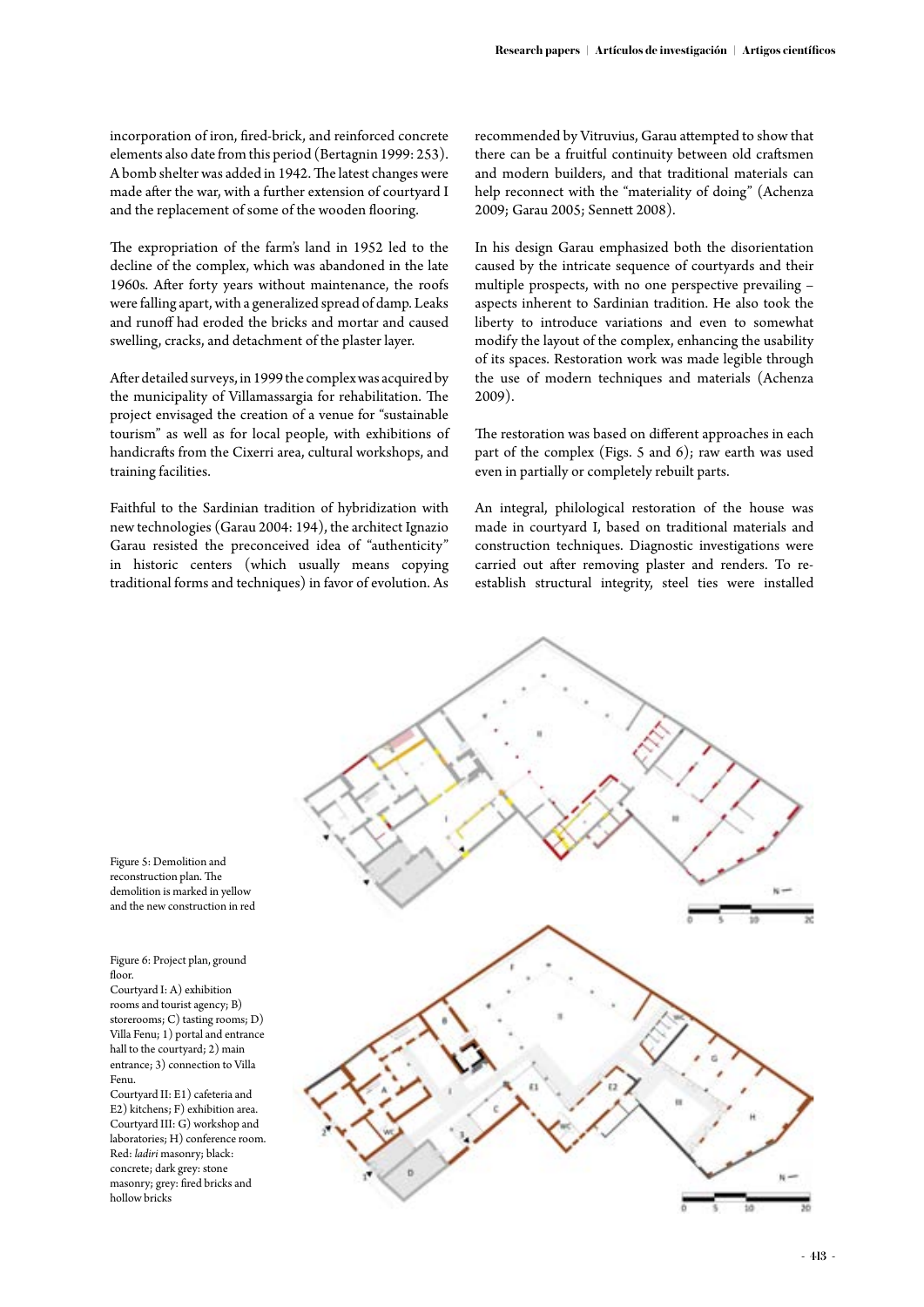incorporation of iron, fired-brick, and reinforced concrete elements also date from this period (Bertagnin 1999: 253). A bomb shelter was added in 1942. The latest changes were made after the war, with a further extension of courtyard I and the replacement of some of the wooden flooring.

The expropriation of the farm's land in 1952 led to the decline of the complex, which was abandoned in the late 1960s. After forty years without maintenance, the roofs were falling apart, with a generalized spread of damp. Leaks and runoff had eroded the bricks and mortar and caused swelling, cracks, and detachment of the plaster layer.

After detailed surveys, in 1999 the complex was acquired by the municipality of Villamassargia for rehabilitation. The project envisaged the creation of a venue for "sustainable tourism" as well as for local people, with exhibitions of handicrafts from the Cixerri area, cultural workshops, and training facilities.

Faithful to the Sardinian tradition of hybridization with new technologies (Garau 2004: 194), the architect Ignazio Garau resisted the preconceived idea of "authenticity" in historic centers (which usually means copying traditional forms and techniques) in favor of evolution. As recommended by Vitruvius, Garau attempted to show that there can be a fruitful continuity between old craftsmen and modern builders, and that traditional materials can help reconnect with the "materiality of doing" (Achenza 2009; Garau 2005; Sennett 2008).

In his design Garau emphasized both the disorientation caused by the intricate sequence of courtyards and their multiple prospects, with no one perspective prevailing – aspects inherent to Sardinian tradition. He also took the liberty to introduce variations and even to somewhat modify the layout of the complex, enhancing the usability of its spaces. Restoration work was made legible through the use of modern techniques and materials (Achenza 2009).

The restoration was based on different approaches in each part of the complex (Figs. 5 and 6); raw earth was used even in partially or completely rebuilt parts.

An integral, philological restoration of the house was made in courtyard I, based on traditional materials and construction techniques. Diagnostic investigations were carried out after removing plaster and renders. To re-establish structural integrity, steel ties were installed

Figure 5: Demolition and reconstruction plan. The demolition is marked in yellow and the new construction in red

Figure 6: Project plan, ground floor.
Courtyard I: A) exhibition rooms and tourist agency; B) storerooms; C) tasting rooms; D) Villa Fenu; 1) portal and entrance hall to the courtyard; 2) main entrance; 3) connection to Villa Fenu.
Courtyard II: E1) cafeteria and E2) kitchens; F) exhibition area.
Courtyard III: G) workshop and laboratories; H) conference room.
Red: *ladiri* masonry; black: concrete; dark grey: stone masonry; grey: fired bricks and hollow bricks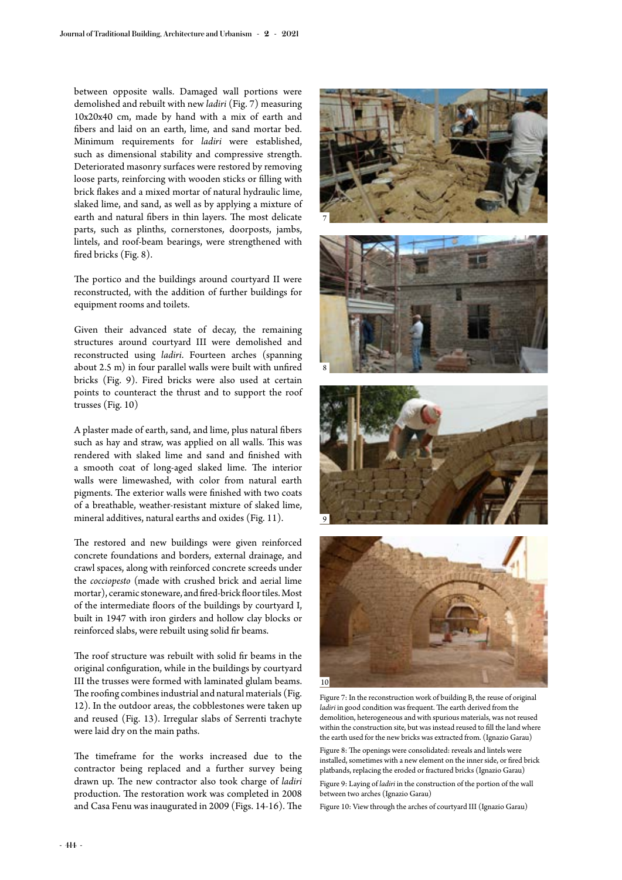between opposite walls. Damaged wall portions were demolished and rebuilt with new *ladiri* (Fig. 7) measuring 10x20x40 cm, made by hand with a mix of earth and fibers and laid on an earth, lime, and sand mortar bed. Minimum requirements for *ladiri* were established, such as dimensional stability and compressive strength. Deteriorated masonry surfaces were restored by removing loose parts, reinforcing with wooden sticks or filling with brick flakes and a mixed mortar of natural hydraulic lime, slaked lime, and sand, as well as by applying a mixture of earth and natural fibers in thin layers. The most delicate parts, such as plinths, cornerstones, doorposts, jambs, lintels, and roof-beam bearings, were strengthened with fired bricks (Fig. 8).

The portico and the buildings around courtyard II were reconstructed, with the addition of further buildings for equipment rooms and toilets.

Given their advanced state of decay, the remaining structures around courtyard III were demolished and reconstructed using *ladiri*. Fourteen arches (spanning about 2.5 m) in four parallel walls were built with unfired bricks (Fig. 9). Fired bricks were also used at certain points to counteract the thrust and to support the roof trusses (Fig. 10)

A plaster made of earth, sand, and lime, plus natural fibers such as hay and straw, was applied on all walls. This was rendered with slaked lime and sand and finished with a smooth coat of long-aged slaked lime. The interior walls were limewashed, with color from natural earth pigments. The exterior walls were finished with two coats of a breathable, weather-resistant mixture of slaked lime, mineral additives, natural earths and oxides (Fig. 11).

The restored and new buildings were given reinforced concrete foundations and borders, external drainage, and crawl spaces, along with reinforced concrete screeds under the *cocciopesto* (made with crushed brick and aerial lime mortar), ceramic stoneware, and fired-brick floor tiles. Most of the intermediate floors of the buildings by courtyard I, built in 1947 with iron girders and hollow clay blocks or reinforced slabs, were rebuilt using solid fir beams.

The roof structure was rebuilt with solid fir beams in the original configuration, while in the buildings by courtyard III the trusses were formed with laminated glulam beams. The roofing combines industrial and natural materials (Fig. 12). In the outdoor areas, the cobblestones were taken up and reused (Fig. 13). Irregular slabs of Serrenti trachyte were laid dry on the main paths.

The timeframe for the works increased due to the contractor being replaced and a further survey being drawn up. The new contractor also took charge of *ladiri* production. The restoration work was completed in 2008 and Casa Fenu was inaugurated in 2009 (Figs. 14-16). The

Figure 7: In the reconstruction work of building B, the reuse of original *ladiri* in good condition was frequent. The earth derived from the demolition, heterogeneous and with spurious materials, was not reused within the construction site, but was instead reused to fill the land where the earth used for the new bricks was extracted from. (Ignazio Garau)

Figure 8: The openings were consolidated: reveals and lintels were installed, sometimes with a new element on the inner side, or fired brick platbands, replacing the eroded or fractured bricks (Ignazio Garau)

Figure 9: Laying of *ladiri* in the construction of the portion of the wall between two arches (Ignazio Garau)

Figure 10: View through the arches of courtyard III (Ignazio Garau)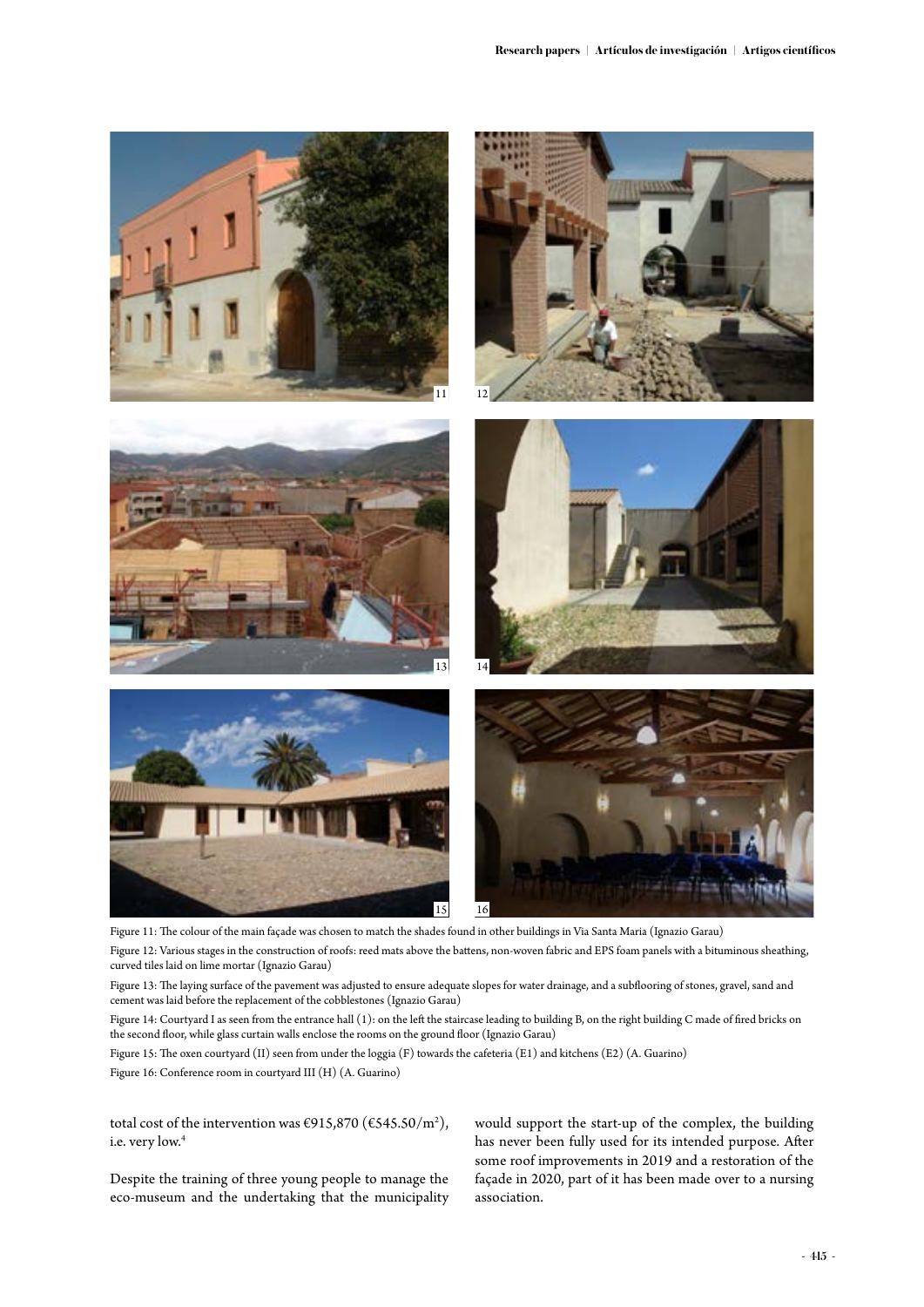Figure 11: The colour of the main façade was chosen to match the shades found in other buildings in Via Santa Maria (Ignazio Garau)

Figure 12: Various stages in the construction of roofs: reed mats above the battens, non-woven fabric and EPS foam panels with a bituminous sheathing, curved tiles laid on lime mortar (Ignazio Garau)

Figure 13: The laying surface of the pavement was adjusted to ensure adequate slopes for water drainage, and a subflooring of stones, gravel, sand and cement was laid before the replacement of the cobblestones (Ignazio Garau)

Figure 14: Courtyard I as seen from the entrance hall (1): on the left the staircase leading to building B, on the right building C made of fired bricks on the second floor, while glass curtain walls enclose the rooms on the ground floor (Ignazio Garau)

Figure 15: The oxen courtyard (II) seen from under the loggia (F) towards the cafeteria (E1) and kitchens (E2) (A. Guarino)

Figure 16: Conference room in courtyard III (H) (A. Guarino)

total cost of the intervention was €915,870 (€545.50/m$^2$), i.e. very low.[4]

Despite the training of three young people to manage the eco-museum and the undertaking that the municipality would support the start-up of the complex, the building has never been fully used for its intended purpose. After some roof improvements in 2019 and a restoration of the façade in 2020, part of it has been made over to a nursing association.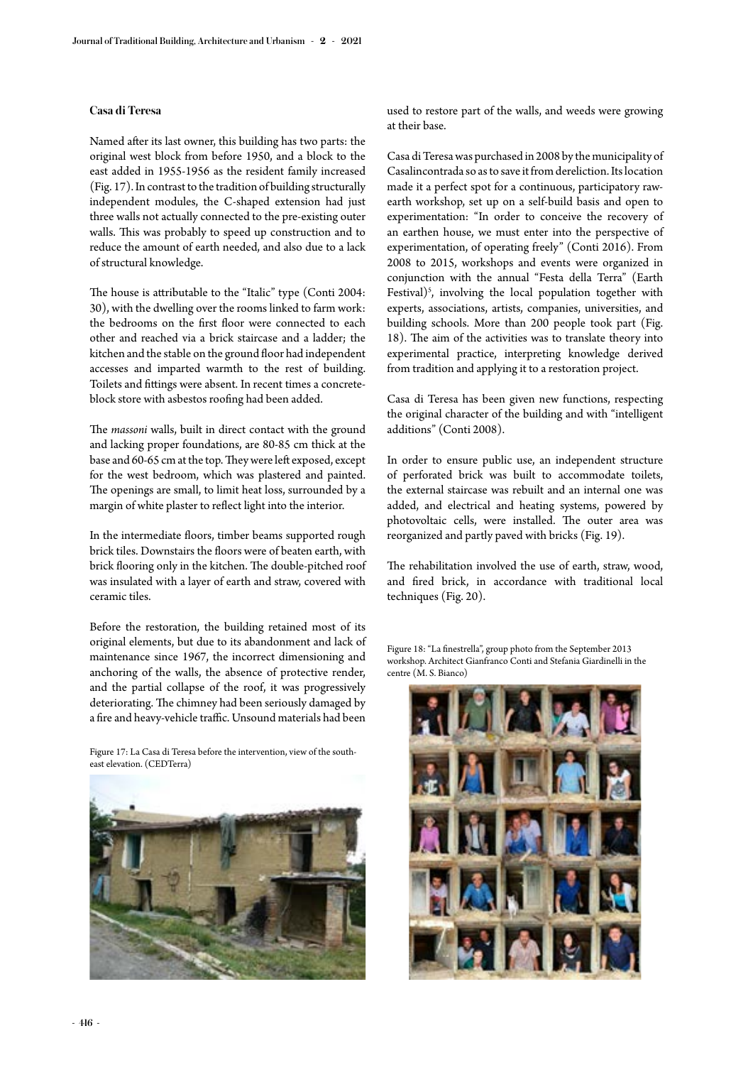### Casa di Teresa

Named after its last owner, this building has two parts: the original west block from before 1950, and a block to the east added in 1955-1956 as the resident family increased (Fig. 17). In contrast to the tradition of building structurally independent modules, the C-shaped extension had just three walls not actually connected to the pre-existing outer walls. This was probably to speed up construction and to reduce the amount of earth needed, and also due to a lack of structural knowledge.

The house is attributable to the "Italic" type (Conti 2004: 30), with the dwelling over the rooms linked to farm work: the bedrooms on the first floor were connected to each other and reached via a brick staircase and a ladder; the kitchen and the stable on the ground floor had independent accesses and imparted warmth to the rest of building. Toilets and fittings were absent. In recent times a concrete-block store with asbestos roofing had been added.

The *massoni* walls, built in direct contact with the ground and lacking proper foundations, are 80-85 cm thick at the base and 60-65 cm at the top. They were left exposed, except for the west bedroom, which was plastered and painted. The openings are small, to limit heat loss, surrounded by a margin of white plaster to reflect light into the interior.

In the intermediate floors, timber beams supported rough brick tiles. Downstairs the floors were of beaten earth, with brick flooring only in the kitchen. The double-pitched roof was insulated with a layer of earth and straw, covered with ceramic tiles.

Before the restoration, the building retained most of its original elements, but due to its abandonment and lack of maintenance since 1967, the incorrect dimensioning and anchoring of the walls, the absence of protective render, and the partial collapse of the roof, it was progressively deteriorating. The chimney had been seriously damaged by a fire and heavy-vehicle traffic. Unsound materials had been used to restore part of the walls, and weeds were growing at their base.

Figure 17: La Casa di Teresa before the intervention, view of the south-east elevation. (CEDTerra)

Casa di Teresa was purchased in 2008 by the municipality of Casalincontrada so as to save it from dereliction. Its location made it a perfect spot for a continuous, participatory raw-earth workshop, set up on a self-build basis and open to experimentation: "In order to conceive the recovery of an earthen house, we must enter into the perspective of experimentation, of operating freely" (Conti 2016). From 2008 to 2015, workshops and events were organized in conjunction with the annual "Festa della Terra" (Earth Festival)[5], involving the local population together with experts, associations, artists, companies, universities, and building schools. More than 200 people took part (Fig. 18). The aim of the activities was to translate theory into experimental practice, interpreting knowledge derived from tradition and applying it to a restoration project.

Casa di Teresa has been given new functions, respecting the original character of the building and with "intelligent additions" (Conti 2008).

In order to ensure public use, an independent structure of perforated brick was built to accommodate toilets, the external staircase was rebuilt and an internal one was added, and electrical and heating systems, powered by photovoltaic cells, were installed. The outer area was reorganized and partly paved with bricks (Fig. 19).

The rehabilitation involved the use of earth, straw, wood, and fired brick, in accordance with traditional local techniques (Fig. 20).

Figure 18: "La finestrella", group photo from the September 2013 workshop. Architect Gianfranco Conti and Stefania Giardinelli in the centre (M. S. Bianco)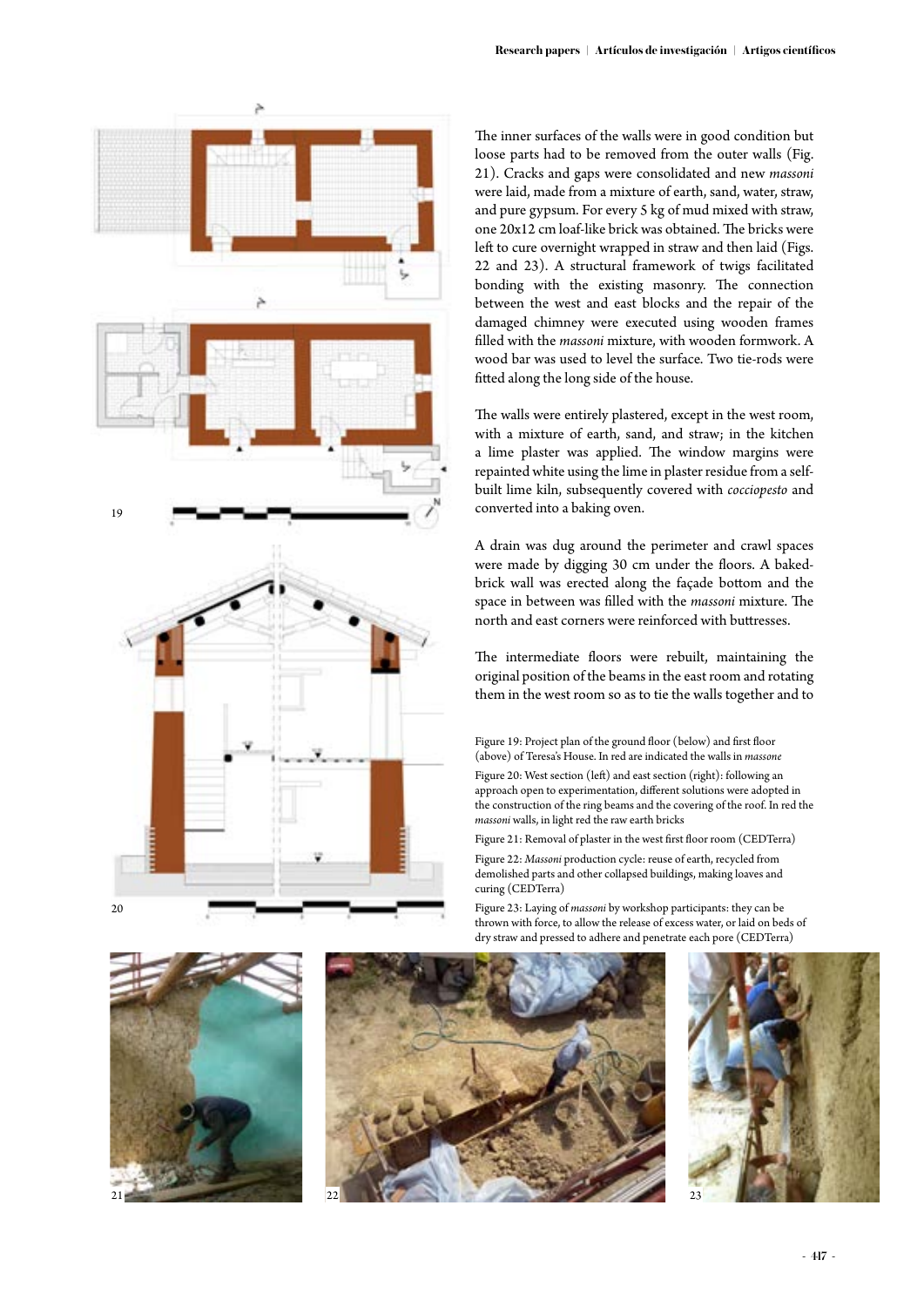The inner surfaces of the walls were in good condition but loose parts had to be removed from the outer walls (Fig. 21). Cracks and gaps were consolidated and new *massoni* were laid, made from a mixture of earth, sand, water, straw, and pure gypsum. For every 5 kg of mud mixed with straw, one 20x12 cm loaf-like brick was obtained. The bricks were left to cure overnight wrapped in straw and then laid (Figs. 22 and 23). A structural framework of twigs facilitated bonding with the existing masonry. The connection between the west and east blocks and the repair of the damaged chimney were executed using wooden frames filled with the *massoni* mixture, with wooden formwork. A wood bar was used to level the surface. Two tie-rods were fitted along the long side of the house.

The walls were entirely plastered, except in the west room, with a mixture of earth, sand, and straw; in the kitchen a lime plaster was applied. The window margins were repainted white using the lime in plaster residue from a self-built lime kiln, subsequently covered with *cocciopesto* and converted into a baking oven.

A drain was dug around the perimeter and crawl spaces were made by digging 30 cm under the floors. A baked-brick wall was erected along the façade bottom and the space in between was filled with the *massoni* mixture. The north and east corners were reinforced with buttresses.

The intermediate floors were rebuilt, maintaining the original position of the beams in the east room and rotating them in the west room so as to tie the walls together and to

Figure 19: Project plan of the ground floor (below) and first floor (above) of Teresa's House. In red are indicated the walls in *massone*

Figure 20: West section (left) and east section (right): following an approach open to experimentation, different solutions were adopted in the construction of the ring beams and the covering of the roof. In red the *massoni* walls, in light red the raw earth bricks

Figure 21: Removal of plaster in the west first floor room (CEDTerra)

Figure 22: *Massoni* production cycle: reuse of earth, recycled from demolished parts and other collapsed buildings, making loaves and curing (CEDTerra)

Figure 23: Laying of *massoni* by workshop participants: they can be thrown with force, to allow the release of excess water, or laid on beds of dry straw and pressed to adhere and penetrate each pore (CEDTerra)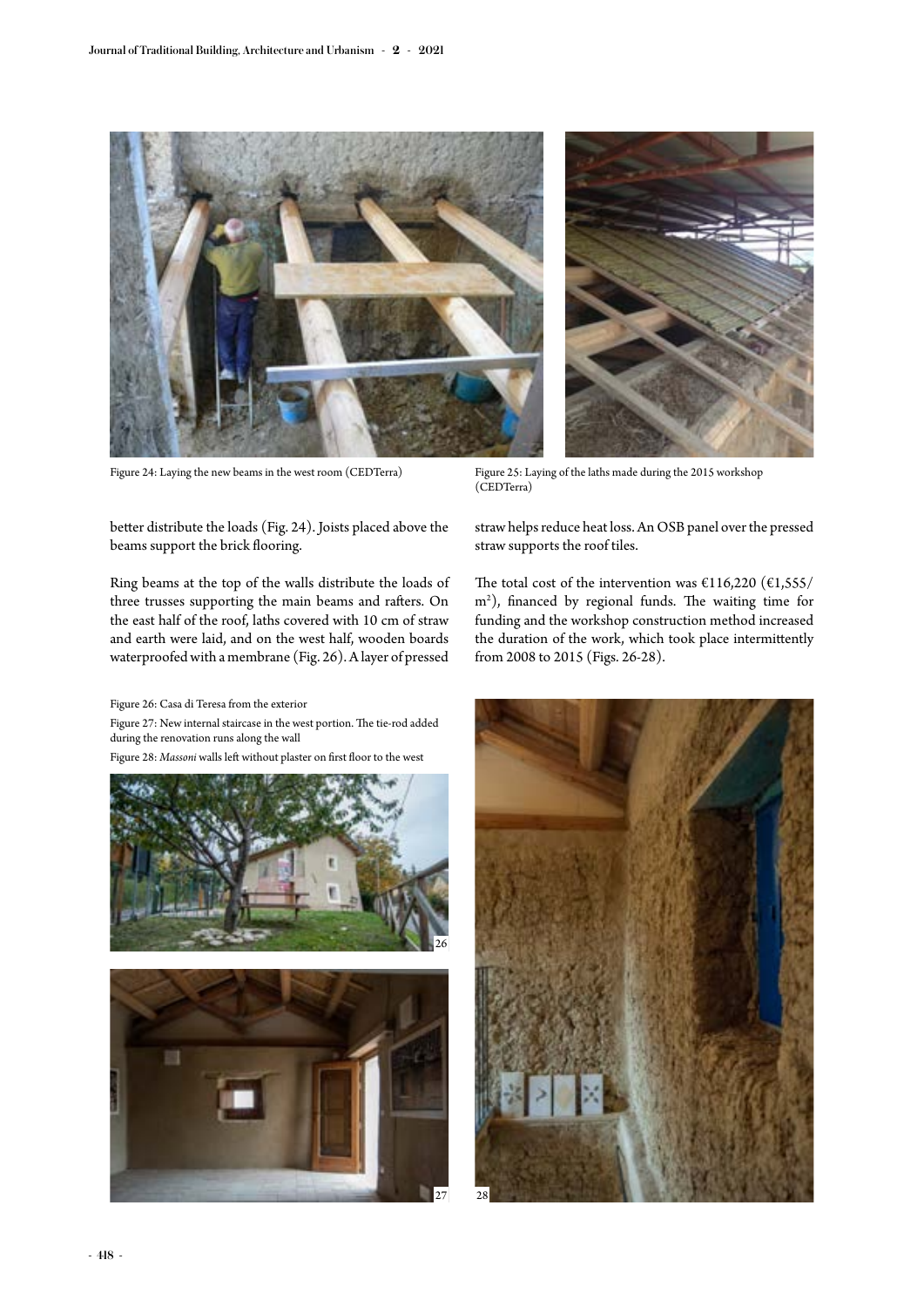Figure 24: Laying the new beams in the west room (CEDTerra)

Figure 25: Laying of the laths made during the 2015 workshop (CEDTerra)

better distribute the loads (Fig. 24). Joists placed above the beams support the brick flooring.

Ring beams at the top of the walls distribute the loads of three trusses supporting the main beams and rafters. On the east half of the roof, laths covered with 10 cm of straw and earth were laid, and on the west half, wooden boards waterproofed with a membrane (Fig. 26). A layer of pressed straw helps reduce heat loss. An OSB panel over the pressed straw supports the roof tiles.

The total cost of the intervention was €116,220 (€1,555/m$^2$), financed by regional funds. The waiting time for funding and the workshop construction method increased the duration of the work, which took place intermittently from 2008 to 2015 (Figs. 26-28).

Figure 26: Casa di Teresa from the exterior

Figure 27: New internal staircase in the west portion. The tie-rod added during the renovation runs along the wall

Figure 28: *Massoni* walls left without plaster on first floor to the west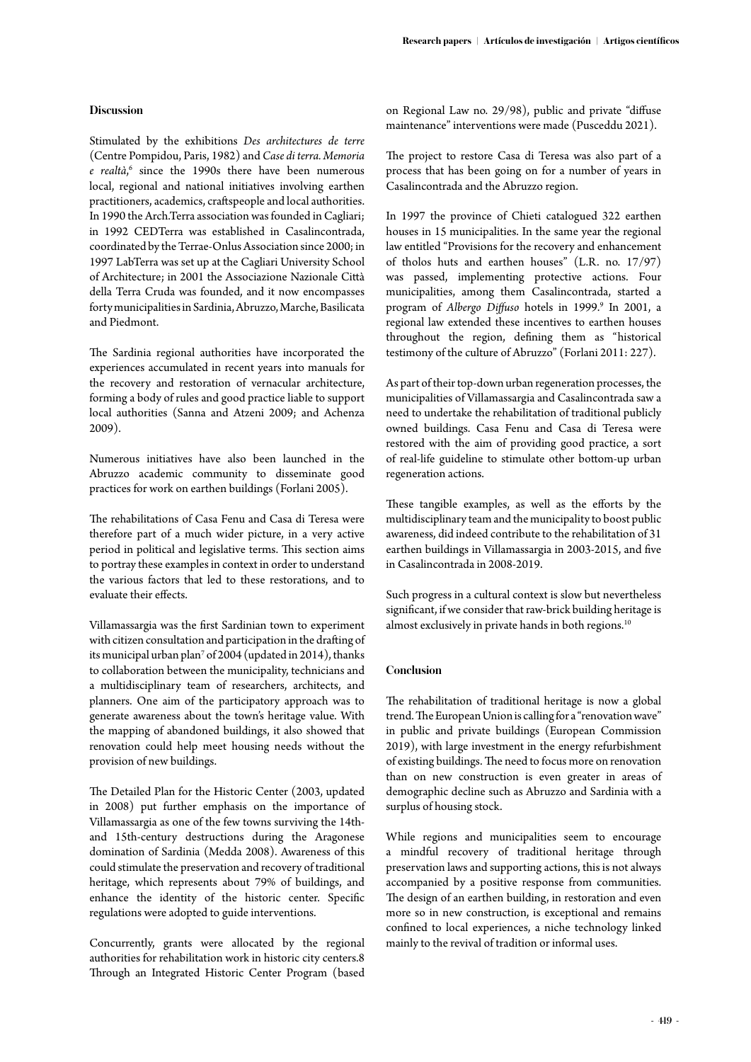### Discussion

Stimulated by the exhibitions *Des architectures de terre* (Centre Pompidou, Paris, 1982) and *Case di terra. Memoria e realtà*,[6] since the 1990s there have been numerous local, regional and national initiatives involving earthen practitioners, academics, craftspeople and local authorities. In 1990 the Arch.Terra association was founded in Cagliari; in 1992 CEDTerra was established in Casalincontrada, coordinated by the Terrae-Onlus Association since 2000; in 1997 LabTerra was set up at the Cagliari University School of Architecture; in 2001 the Associazione Nazionale Città della Terra Cruda was founded, and it now encompasses forty municipalities in Sardinia, Abruzzo, Marche, Basilicata and Piedmont.

The Sardinia regional authorities have incorporated the experiences accumulated in recent years into manuals for the recovery and restoration of vernacular architecture, forming a body of rules and good practice liable to support local authorities (Sanna and Atzeni 2009; and Achenza 2009).

Numerous initiatives have also been launched in the Abruzzo academic community to disseminate good practices for work on earthen buildings (Forlani 2005).

The rehabilitations of Casa Fenu and Casa di Teresa were therefore part of a much wider picture, in a very active period in political and legislative terms. This section aims to portray these examples in context in order to understand the various factors that led to these restorations, and to evaluate their effects.

Villamassargia was the first Sardinian town to experiment with citizen consultation and participation in the drafting of its municipal urban plan[7] of 2004 (updated in 2014), thanks to collaboration between the municipality, technicians and a multidisciplinary team of researchers, architects, and planners. One aim of the participatory approach was to generate awareness about the town's heritage value. With the mapping of abandoned buildings, it also showed that renovation could help meet housing needs without the provision of new buildings.

The Detailed Plan for the Historic Center (2003, updated in 2008) put further emphasis on the importance of Villamassargia as one of the few towns surviving the 14th- and 15th-century destructions during the Aragonese domination of Sardinia (Medda 2008). Awareness of this could stimulate the preservation and recovery of traditional heritage, which represents about 79% of buildings, and enhance the identity of the historic center. Specific regulations were adopted to guide interventions.

Concurrently, grants were allocated by the regional authorities for rehabilitation work in historic city centers.8 Through an Integrated Historic Center Program (based on Regional Law no. 29/98), public and private "diffuse maintenance" interventions were made (Pusceddu 2021).

The project to restore Casa di Teresa was also part of a process that has been going on for a number of years in Casalincontrada and the Abruzzo region.

In 1997 the province of Chieti catalogued 322 earthen houses in 15 municipalities. In the same year the regional law entitled "Provisions for the recovery and enhancement of tholos huts and earthen houses" (L.R. no. 17/97) was passed, implementing protective actions. Four municipalities, among them Casalincontrada, started a program of *Albergo Diffuso* hotels in 1999.[9] In 2001, a regional law extended these incentives to earthen houses throughout the region, defining them as "historical testimony of the culture of Abruzzo" (Forlani 2011: 227).

As part of their top-down urban regeneration processes, the municipalities of Villamassargia and Casalincontrada saw a need to undertake the rehabilitation of traditional publicly owned buildings. Casa Fenu and Casa di Teresa were restored with the aim of providing good practice, a sort of real-life guideline to stimulate other bottom-up urban regeneration actions.

These tangible examples, as well as the efforts by the multidisciplinary team and the municipality to boost public awareness, did indeed contribute to the rehabilitation of 31 earthen buildings in Villamassargia in 2003-2015, and five in Casalincontrada in 2008-2019.

Such progress in a cultural context is slow but nevertheless significant, if we consider that raw-brick building heritage is almost exclusively in private hands in both regions.[10]

### Conclusion

The rehabilitation of traditional heritage is now a global trend. The European Union is calling for a "renovation wave" in public and private buildings (European Commission 2019), with large investment in the energy refurbishment of existing buildings. The need to focus more on renovation than on new construction is even greater in areas of demographic decline such as Abruzzo and Sardinia with a surplus of housing stock.

While regions and municipalities seem to encourage a mindful recovery of traditional heritage through preservation laws and supporting actions, this is not always accompanied by a positive response from communities. The design of an earthen building, in restoration and even more so in new construction, is exceptional and remains confined to local experiences, a niche technology linked mainly to the revival of tradition or informal uses.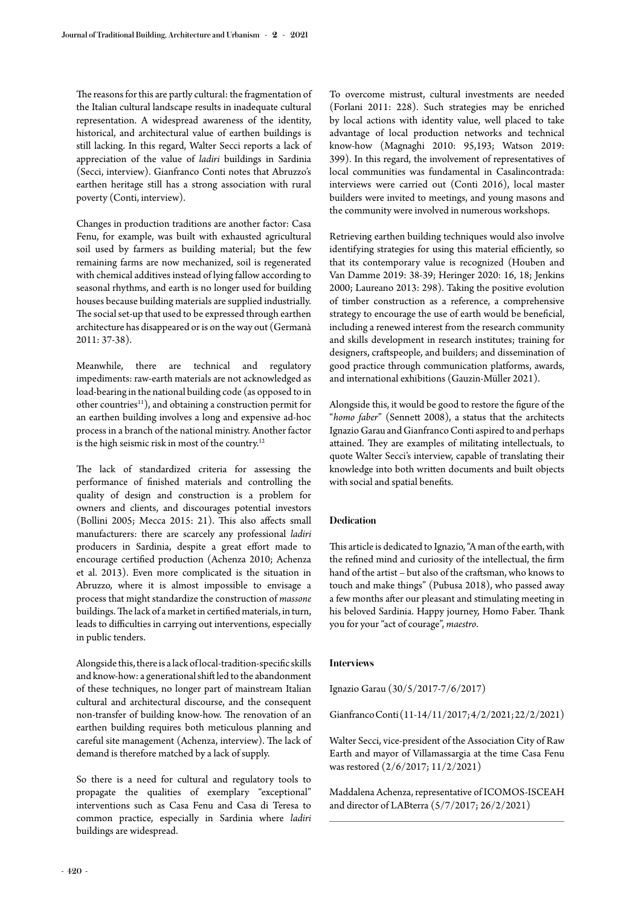The reasons for this are partly cultural: the fragmentation of the Italian cultural landscape results in inadequate cultural representation. A widespread awareness of the identity, historical, and architectural value of earthen buildings is still lacking. In this regard, Walter Secci reports a lack of appreciation of the value of *ladiri* buildings in Sardinia (Secci, interview). Gianfranco Conti notes that Abruzzo's earthen heritage still has a strong association with rural poverty (Conti, interview).

Changes in production traditions are another factor: Casa Fenu, for example, was built with exhausted agricultural soil used by farmers as building material; but the few remaining farms are now mechanized, soil is regenerated with chemical additives instead of lying fallow according to seasonal rhythms, and earth is no longer used for building houses because building materials are supplied industrially. The social set-up that used to be expressed through earthen architecture has disappeared or is on the way out (Germanà 2011: 37-38).

Meanwhile, there are technical and regulatory impediments: raw-earth materials are not acknowledged as load-bearing in the national building code (as opposed to in other countries[11]), and obtaining a construction permit for an earthen building involves a long and expensive ad-hoc process in a branch of the national ministry. Another factor is the high seismic risk in most of the country.[12]

The lack of standardized criteria for assessing the performance of finished materials and controlling the quality of design and construction is a problem for owners and clients, and discourages potential investors (Bollini 2005; Mecca 2015: 21). This also affects small manufacturers: there are scarcely any professional *ladiri* producers in Sardinia, despite a great effort made to encourage certified production (Achenza 2010; Achenza et al. 2013). Even more complicated is the situation in Abruzzo, where it is almost impossible to envisage a process that might standardize the construction of *massone* buildings. The lack of a market in certified materials, in turn, leads to difficulties in carrying out interventions, especially in public tenders.

Alongside this, there is a lack of local-tradition-specific skills and know-how: a generational shift led to the abandonment of these techniques, no longer part of mainstream Italian cultural and architectural discourse, and the consequent non-transfer of building know-how. The renovation of an earthen building requires both meticulous planning and careful site management (Achenza, interview). The lack of demand is therefore matched by a lack of supply.

So there is a need for cultural and regulatory tools to propagate the qualities of exemplary "exceptional" interventions such as Casa Fenu and Casa di Teresa to common practice, especially in Sardinia where *ladiri* buildings are widespread.

To overcome mistrust, cultural investments are needed (Forlani 2011: 228). Such strategies may be enriched by local actions with identity value, well placed to take advantage of local production networks and technical know-how (Magnaghi 2010: 95,193; Watson 2019: 399). In this regard, the involvement of representatives of local communities was fundamental in Casalincontrada: interviews were carried out (Conti 2016), local master builders were invited to meetings, and young masons and the community were involved in numerous workshops.

Retrieving earthen building techniques would also involve identifying strategies for using this material efficiently, so that its contemporary value is recognized (Houben and Van Damme 2019: 38-39; Heringer 2020: 16, 18; Jenkins 2000; Laureano 2013: 298). Taking the positive evolution of timber construction as a reference, a comprehensive strategy to encourage the use of earth would be beneficial, including a renewed interest from the research community and skills development in research institutes; training for designers, craftspeople, and builders; and dissemination of good practice through communication platforms, awards, and international exhibitions (Gauzin-Müller 2021).

Alongside this, it would be good to restore the figure of the "*homo faber*" (Sennett 2008), a status that the architects Ignazio Garau and Gianfranco Conti aspired to and perhaps attained. They are examples of militating intellectuals, to quote Walter Secci's interview, capable of translating their knowledge into both written documents and built objects with social and spatial benefits.

## Dedication

This article is dedicated to Ignazio, "A man of the earth, with the refined mind and curiosity of the intellectual, the firm hand of the artist – but also of the craftsman, who knows to touch and make things" (Pubusa 2018), who passed away a few months after our pleasant and stimulating meeting in his beloved Sardinia. Happy journey, Homo Faber. Thank you for your "act of courage", *maestro*.

## Interviews

Ignazio Garau (30/5/2017-7/6/2017)

Gianfranco Conti (11-14/11/2017; 4/2/2021; 22/2/2021)

Walter Secci, vice-president of the Association City of Raw Earth and mayor of Villamassargia at the time Casa Fenu was restored (2/6/2017; 11/2/2021)

Maddalena Achenza, representative of ICOMOS-ISCEAH and director of LABterra (5/7/2017; 26/2/2021)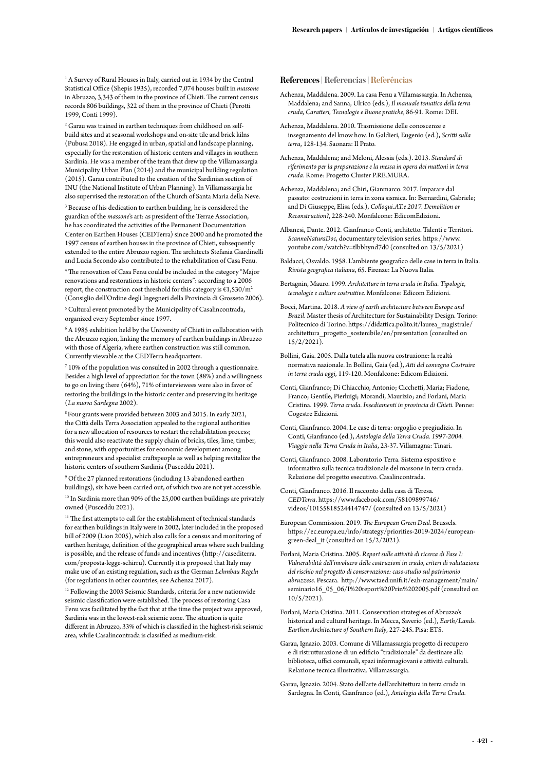[1] A Survey of Rural Houses in Italy, carried out in 1934 by the Central Statistical Office (Shepis 1935), recorded 7,074 houses built in *massone* in Abruzzo, 3,343 of them in the province of Chieti. The current census records 806 buildings, 322 of them in the province of Chieti (Perotti 1999, Conti 1999).

[2] Garau was trained in earthen techniques from childhood on self-build sites and at seasonal workshops and on-site tile and brick kilns (Pubusa 2018). He engaged in urban, spatial and landscape planning, especially for the restoration of historic centers and villages in southern Sardinia. He was a member of the team that drew up the Villamassargia Municipality Urban Plan (2014) and the municipal building regulation (2015). Garau contributed to the creation of the Sardinian section of INU (the National Institute of Urban Planning). In Villamassargia he also supervised the restoration of the Church of Santa Maria della Neve.

[3] Because of his dedication to earthen building, he is considered the guardian of the *massone*'s art: as president of the Terrae Association, he has coordinated the activities of the Permanent Documentation Center on Earthen Houses (CEDTerra) since 2000 and he promoted the 1997 census of earthen houses in the province of Chieti, subsequently extended to the entire Abruzzo region. The architects Stefania Giardinelli and Lucia Secondo also contributed to the rehabilitation of Casa Fenu.

[4] The renovation of Casa Fenu could be included in the category "Major renovations and restorations in historic centers": according to a 2006 report, the construction cost threshold for this category is €1,530/m$^2$ (Consiglio dell'Ordine degli Ingegneri della Provincia di Grosseto 2006).

[5] Cultural event promoted by the Municipality of Casalincontrada, organized every September since 1997.

[6] A 1985 exhibition held by the University of Chieti in collaboration with the Abruzzo region, linking the memory of earthen buildings in Abruzzo with those of Algeria, where earthen construction was still common. Currently viewable at the CEDTerra headquarters.

[7] 10% of the population was consulted in 2002 through a questionnaire. Besides a high level of appreciation for the town (88%) and a willingness to go on living there (64%), 71% of interviewees were also in favor of restoring the buildings in the historic center and preserving its heritage (*La nuova Sardegna* 2002).

[8] Four grants were provided between 2003 and 2015. In early 2021, the Città della Terra Association appealed to the regional authorities for a new allocation of resources to restart the rehabilitation process; this would also reactivate the supply chain of bricks, tiles, lime, timber, and stone, with opportunities for economic development among entrepreneurs and specialist craftspeople as well as helping revitalize the historic centers of southern Sardinia (Pusceddu 2021).

[9] Of the 27 planned restorations (including 13 abandoned earthen buildings), six have been carried out, of which two are not yet accessible.

[10] In Sardinia more than 90% of the 25,000 earthen buildings are privately owned (Pusceddu 2021).

[11] The first attempts to call for the establishment of technical standards for earthen buildings in Italy were in 2002, later included in the proposed bill of 2009 (Lion 2005), which also calls for a census and monitoring of earthen heritage, definition of the geographical areas where such building is possible, and the release of funds and incentives (http://casediterra.com/proposta-legge-schirru). Currently it is proposed that Italy may make use of an existing regulation, such as the German *Lehmbau Regeln* (for regulations in other countries, see Achenza 2017).

[12] Following the 2003 Seismic Standards, criteria for a new nationwide seismic classification were established. The process of restoring Casa Fenu was facilitated by the fact that at the time the project was approved, Sardinia was in the lowest-risk seismic zone. The situation is quite different in Abruzzo, 33% of which is classified in the highest-risk seismic area, while Casalincontrada is classified as medium-risk.

## References | Referencias | Referências

Achenza, Maddalena. 2009. La casa Fenu a Villamassargia. In Achenza, Maddalena; and Sanna, Ulrico (eds.), *Il manuale tematico della terra cruda, Caratteri, Tecnologie e Buone pratiche*, 86-91. Rome: DEI.

Achenza, Maddalena. 2010. Trasmissione delle conoscenze e insegnamento del know how. In Galdieri, Eugenio (ed.), *Scritti sulla terra*, 128-134. Saonara: Il Prato.

Achenza, Maddalena; and Meloni, Alessia (eds.). 2013. *Standard di riferimento per la preparazione e la messa in opera dei mattoni in terra cruda*. Rome: Progetto Cluster P.RE.MURA.

Achenza, Maddalena; and Chiri, Gianmarco. 2017. Imparare dal passato: costruzioni in terra in zona sismica. In: Bernardini, Gabriele; and Di Giuseppe, Elisa (eds.), *Colloqui.AT.e 2017. Demolition or Reconstruction?*, 228-240. Monfalcone: EdicomEdizioni.

Albanesi, Dante. 2012. Gianfranco Conti, architetto. Talenti e Territori. *ScannoNaturaDoc*, documentary television series. https://www.youtube.com/watch?v=tlbbhynd7d0 (consulted on 13/5/2021)

Baldacci, Osvaldo. 1958. L'ambiente geografico delle case in terra in Italia. *Rivista geografica italiana*, 65. Firenze: La Nuova Italia.

Bertagnin, Mauro. 1999. *Architetture in terra cruda in Italia. Tipologie, tecnologie e culture costruttive.* Monfalcone: Edicom Edizioni.

Bocci, Martina. 2018. *A view of earth architecture between Europe and Brazil*. Master thesis of Architecture for Sustainability Design. Torino: Politecnico di Torino. https://didattica.polito.it/laurea_magistrale/architettura_progetto_sostenibile/en/presentation (consulted on 15/2/2021).

Bollini, Gaia. 2005. Dalla tutela alla nuova costruzione: la realtà normativa nazionale. In Bollini, Gaia (ed.), *Atti del convegno Costruire in terra cruda oggi*, 119-120. Monfalcone: Edicom Edizioni.

Conti, Gianfranco; Di Chiacchio, Antonio; Cicchetti, Maria; Fiadone, Franco; Gentile, Pierluigi; Morandi, Maurizio; and Forlani, Maria Cristina. 1999. *Terra cruda. Insediamenti in provincia di Chieti.* Penne: Cogestre Edizioni.

Conti, Gianfranco. 2004. Le case di terra: orgoglio e pregiudizio. In Conti, Gianfranco (ed.), *Antologia della Terra Cruda. 1997-2004. Viaggio nella Terra Cruda in Italia*, 23-37. Villamagna: Tinari.

Conti, Gianfranco. 2008. Laboratorio Terra. Sistema espositivo e informativo sulla tecnica tradizionale del massone in terra cruda. Relazione del progetto esecutivo. Casalincontrada.

Conti, Gianfranco. 2016. Il racconto della casa di Teresa. *CEDTerra*. https://www.facebook.com/58109899746/videos/10155818524414747/ (consulted on 13/5/2021)

European Commission. 2019. *The European Green Deal.* Brussels. https://ec.europa.eu/info/strategy/priorities-2019-2024/european-green-deal_it (consulted on 15/2/2021).

Forlani, Maria Cristina. 2005. *Report sulle attività di ricerca di Fase I: Vulnerabilità dell'involucro delle costruzioni in crudo, criteri di valutazione del rischio nel progetto di conservazione: caso-studio sul patrimonio abruzzese*. Pescara. http://www.taed.unifi.it/eah-management/main/seminario16_05_06/I%20report%20Prin%202005.pdf (consulted on 10/5/2021).

Forlani, Maria Cristina. 2011. Conservation strategies of Abruzzo's historical and cultural heritage. In Mecca, Saverio (ed.), *Earth/Lands. Earthen Architecture of Southern Italy*, 227-245. Pisa: ETS.

Garau, Ignazio. 2003. Comune di Villamassargia progetto di recupero e di ristrutturazione di un edificio "tradizionale" da destinare alla biblioteca, uffici comunali, spazi informagiovani e attività culturali. Relazione tecnica illustrativa. Villamassargia.

Garau, Ignazio. 2004. Stato dell'arte dell'architettura in terra cruda in Sardegna. In Conti, Gianfranco (ed.), *Antologia della Terra Cruda.*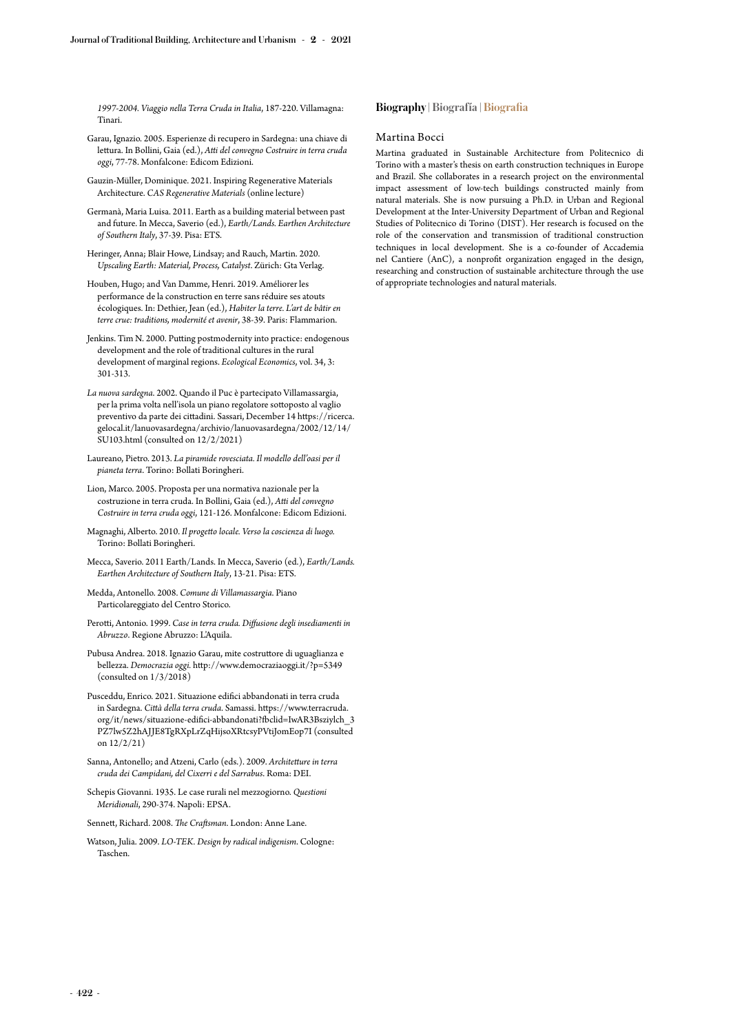*1997-2004. Viaggio nella Terra Cruda in Italia*, 187-220. Villamagna: Tinari.

Garau, Ignazio. 2005. Esperienze di recupero in Sardegna: una chiave di lettura. In Bollini, Gaia (ed.), *Atti del convegno Costruire in terra cruda oggi*, 77-78. Monfalcone: Edicom Edizioni.

Gauzin-Müller, Dominique. 2021. Inspiring Regenerative Materials Architecture. *CAS Regenerative Materials* (online lecture)

Germanà, Maria Luisa. 2011. Earth as a building material between past and future. In Mecca, Saverio (ed.), *Earth/Lands. Earthen Architecture of Southern Italy*, 37-39. Pisa: ETS.

Heringer, Anna; Blair Howe, Lindsay; and Rauch, Martin. 2020. *Upscaling Earth: Material, Process, Catalyst*. Zürich: Gta Verlag.

Houben, Hugo; and Van Damme, Henri. 2019. Améliorer les performance de la construction en terre sans réduire ses atouts écologiques. In: Dethier, Jean (ed.), *Habiter la terre. L'art de bâtir en terre crue: traditions, modernité et avenir*, 38-39. Paris: Flammarion.

Jenkins. Tim N. 2000. Putting postmodernity into practice: endogenous development and the role of traditional cultures in the rural development of marginal regions. *Ecological Economics*, vol. 34, 3: 301-313.

*La nuova sardegna*. 2002. Quando il Puc è partecipato Villamassargia, per la prima volta nell'isola un piano regolatore sottoposto al vaglio preventivo da parte dei cittadini. Sassari, December 14 https://ricerca.gelocal.it/lanuovasardegna/archivio/lanuovasardegna/2002/12/14/SU103.html (consulted on 12/2/2021)

Laureano, Pietro. 2013. *La piramide rovesciata. Il modello dell'oasi per il pianeta terra*. Torino: Bollati Boringheri.

Lion, Marco. 2005. Proposta per una normativa nazionale per la costruzione in terra cruda. In Bollini, Gaia (ed.), *Atti del convegno Costruire in terra cruda oggi*, 121-126. Monfalcone: Edicom Edizioni.

Magnaghi, Alberto. 2010. *Il progetto locale. Verso la coscienza di luogo.* Torino: Bollati Boringheri.

Mecca, Saverio. 2011 Earth/Lands. In Mecca, Saverio (ed.), *Earth/Lands. Earthen Architecture of Southern Italy*, 13-21. Pisa: ETS.

Medda, Antonello. 2008. *Comune di Villamassargia*. Piano Particolareggiato del Centro Storico.

Perotti, Antonio. 1999. *Case in terra cruda. Diffusione degli insediamenti in Abruzzo*. Regione Abruzzo: L'Aquila.

Pubusa Andrea. 2018. Ignazio Garau, mite costruttore di uguaglianza e bellezza. *Democrazia oggi*. http://www.democraziaoggi.it/?p=5349 (consulted on 1/3/2018)

Pusceddu, Enrico. 2021. Situazione edifici abbandonati in terra cruda in Sardegna. *Città della terra cruda*. Samassi. https://www.terracruda.org/it/news/situazione-edifici-abbandonati?fbclid=IwAR3Bsziylch_3PZ7lw5Z2hAJJE8TgRXpLrZqHijsoXRtcsyPVtiJomEop7I (consulted on 12/2/21)

Sanna, Antonello; and Atzeni, Carlo (eds.). 2009. *Architetture in terra cruda dei Campidani, del Cixerri e del Sarrabus*. Roma: DEI.

Schepis Giovanni. 1935. Le case rurali nel mezzogiorno. *Questioni Meridionali*, 290-374. Napoli: EPSA.

Sennett, Richard. 2008. *The Craftsman*. London: Anne Lane.

Watson, Julia. 2009. *LO-TEK. Design by radical indigenism*. Cologne: Taschen.

## Biography | Biografía | Biografia

### Martina Bocci

Martina graduated in Sustainable Architecture from Politecnico di Torino with a master's thesis on earth construction techniques in Europe and Brazil. She collaborates in a research project on the environmental impact assessment of low-tech buildings constructed mainly from natural materials. She is now pursuing a Ph.D. in Urban and Regional Development at the Inter-University Department of Urban and Regional Studies of Politecnico di Torino (DIST). Her research is focused on the role of the conservation and transmission of traditional construction techniques in local development. She is a co-founder of Accademia nel Cantiere (AnC), a nonprofit organization engaged in the design, researching and construction of sustainable architecture through the use of appropriate technologies and natural materials.